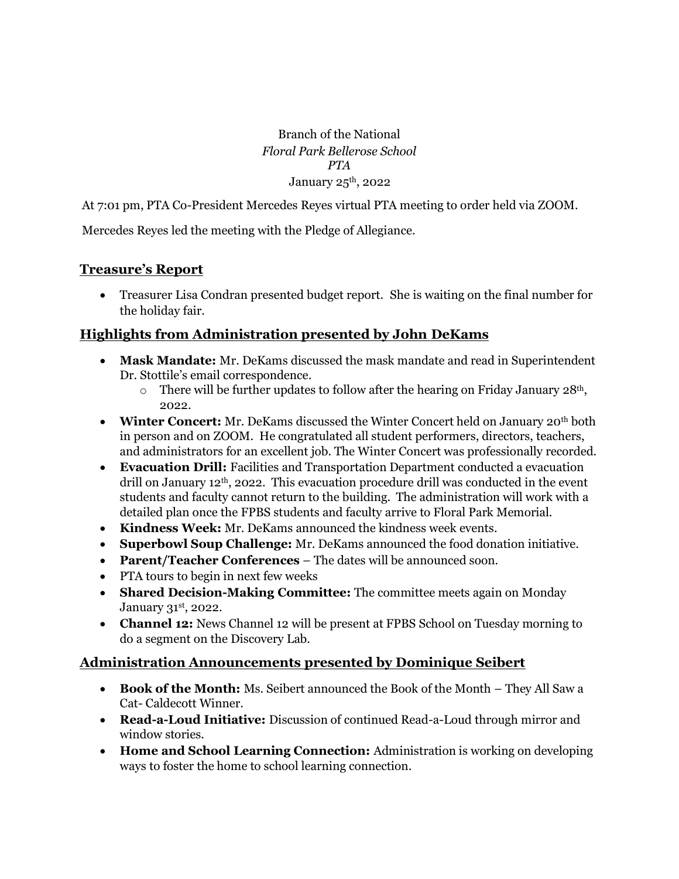Branch of the National
*Floral Park Bellerose School*
*PTA*
January 25th, 2022

At 7:01 pm, PTA Co-President Mercedes Reyes virtual PTA meeting to order held via ZOOM.

Mercedes Reyes led the meeting with the Pledge of Allegiance.

## Treasure's Report

- Treasurer Lisa Condran presented budget report. She is waiting on the final number for the holiday fair.

## Highlights from Administration presented by John DeKams

- **Mask Mandate:** Mr. DeKams discussed the mask mandate and read in Superintendent Dr. Stottile's email correspondence.
  - There will be further updates to follow after the hearing on Friday January 28th, 2022.
- **Winter Concert:** Mr. DeKams discussed the Winter Concert held on January 20th both in person and on ZOOM. He congratulated all student performers, directors, teachers, and administrators for an excellent job. The Winter Concert was professionally recorded.
- **Evacuation Drill:** Facilities and Transportation Department conducted a evacuation drill on January 12th, 2022. This evacuation procedure drill was conducted in the event students and faculty cannot return to the building. The administration will work with a detailed plan once the FPBS students and faculty arrive to Floral Park Memorial.
- **Kindness Week:** Mr. DeKams announced the kindness week events.
- **Superbowl Soup Challenge:** Mr. DeKams announced the food donation initiative.
- **Parent/Teacher Conferences** – The dates will be announced soon.
- PTA tours to begin in next few weeks
- **Shared Decision-Making Committee:** The committee meets again on Monday January 31st, 2022.
- **Channel 12:** News Channel 12 will be present at FPBS School on Tuesday morning to do a segment on the Discovery Lab.

## Administration Announcements presented by Dominique Seibert

- **Book of the Month:** Ms. Seibert announced the Book of the Month – They All Saw a Cat- Caldecott Winner.
- **Read-a-Loud Initiative:** Discussion of continued Read-a-Loud through mirror and window stories.
- **Home and School Learning Connection:** Administration is working on developing ways to foster the home to school learning connection.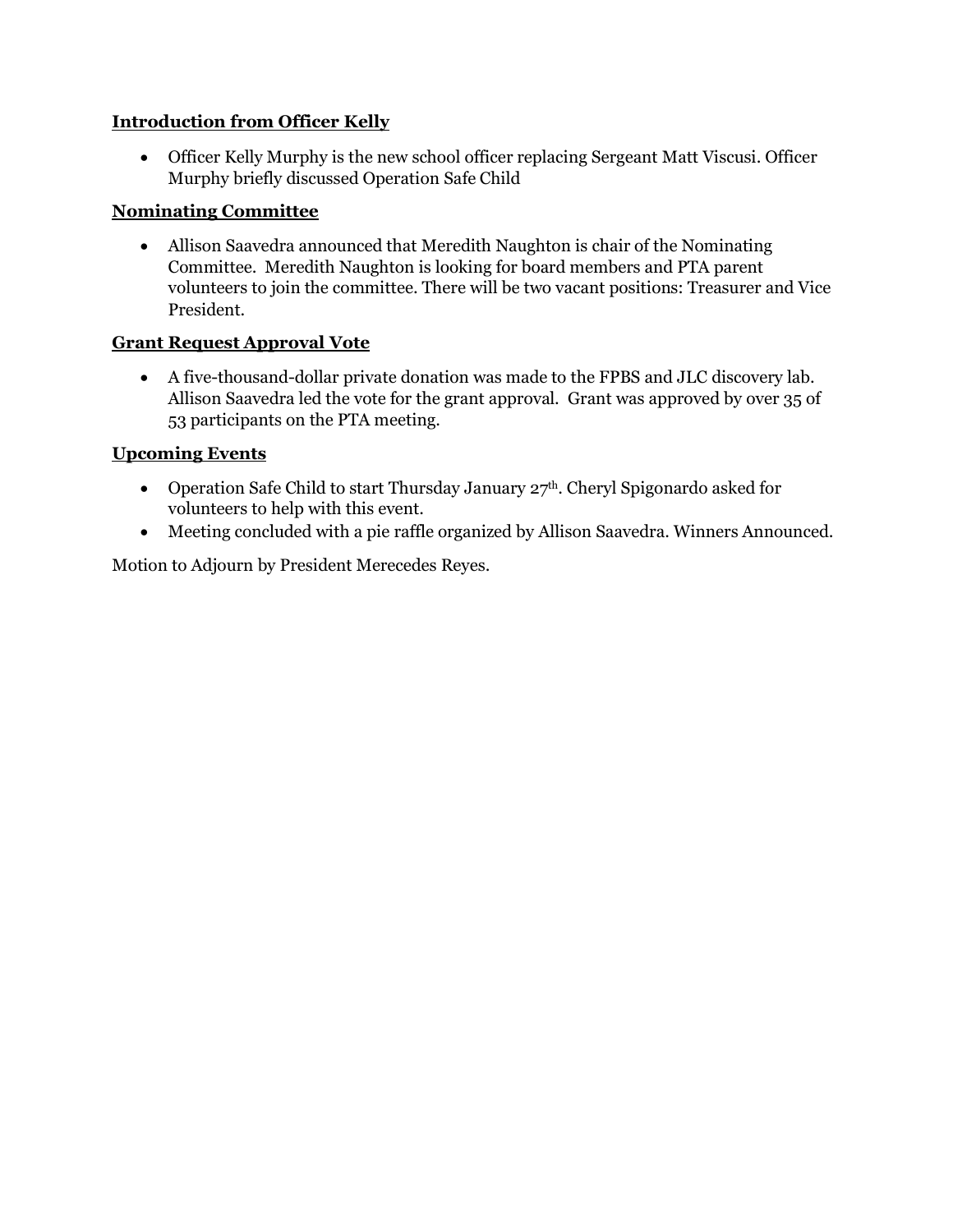**Introduction from Officer Kelly**

- Officer Kelly Murphy is the new school officer replacing Sergeant Matt Viscusi. Officer Murphy briefly discussed Operation Safe Child

**Nominating Committee**

- Allison Saavedra announced that Meredith Naughton is chair of the Nominating Committee. Meredith Naughton is looking for board members and PTA parent volunteers to join the committee. There will be two vacant positions: Treasurer and Vice President.

**Grant Request Approval Vote**

- A five-thousand-dollar private donation was made to the FPBS and JLC discovery lab. Allison Saavedra led the vote for the grant approval. Grant was approved by over 35 of 53 participants on the PTA meeting.

**Upcoming Events**

- Operation Safe Child to start Thursday January 27th. Cheryl Spigonardo asked for volunteers to help with this event.
- Meeting concluded with a pie raffle organized by Allison Saavedra. Winners Announced.

Motion to Adjourn by President Merecedes Reyes.